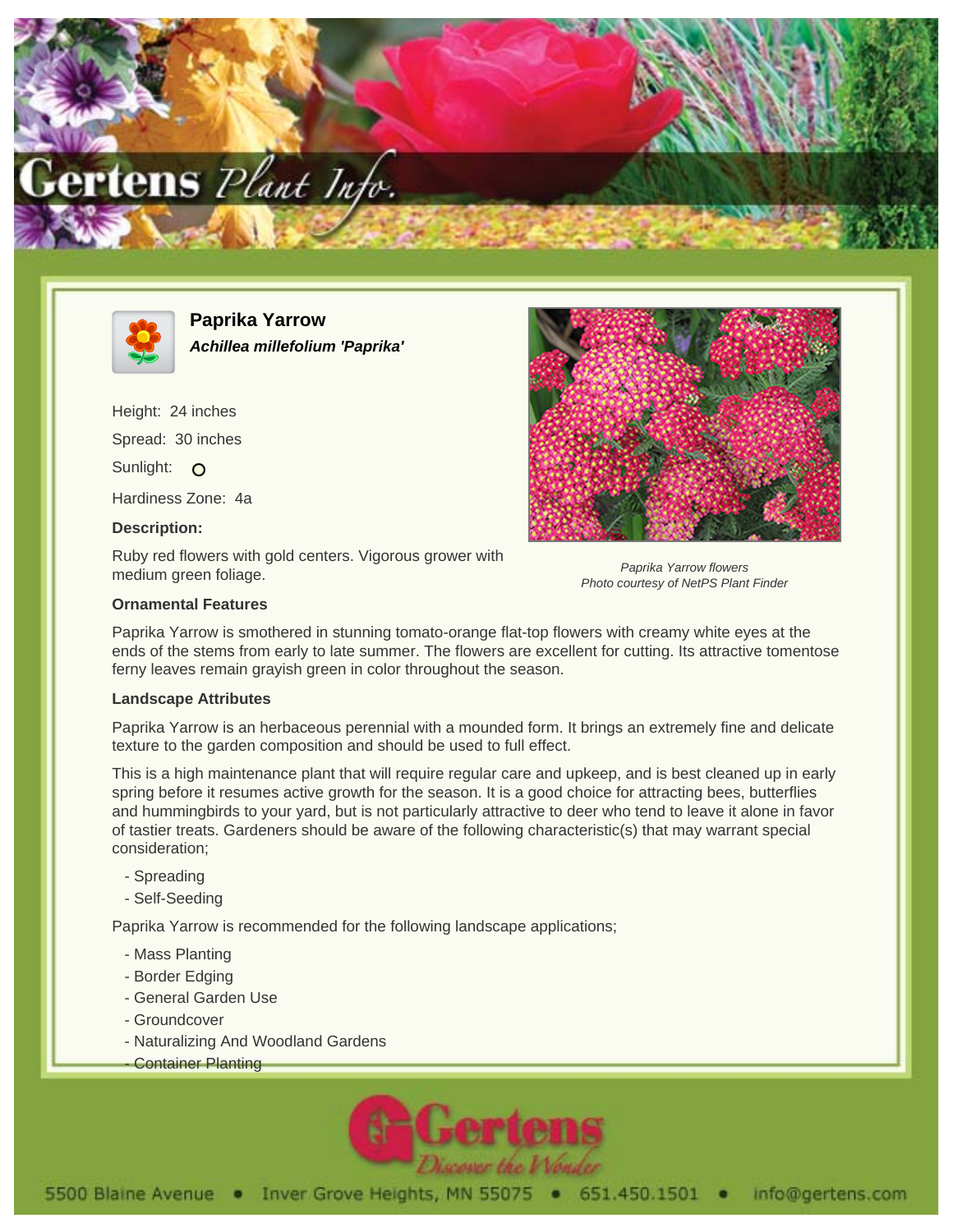# Paprika Yarrow

***Achillea millefolium 'Paprika'***

Height: 24 inches

Spread: 30 inches

Sunlight: O

Hardiness Zone: 4a

**Description:**

Ruby red flowers with gold centers. Vigorous grower with medium green foliage.

*Paprika Yarrow flowers*
*Photo courtesy of NetPS Plant Finder*

### Ornamental Features

Paprika Yarrow is smothered in stunning tomato-orange flat-top flowers with creamy white eyes at the ends of the stems from early to late summer. The flowers are excellent for cutting. Its attractive tomentose ferny leaves remain grayish green in color throughout the season.

### Landscape Attributes

Paprika Yarrow is an herbaceous perennial with a mounded form. It brings an extremely fine and delicate texture to the garden composition and should be used to full effect.

This is a high maintenance plant that will require regular care and upkeep, and is best cleaned up in early spring before it resumes active growth for the season. It is a good choice for attracting bees, butterflies and hummingbirds to your yard, but is not particularly attractive to deer who tend to leave it alone in favor of tastier treats. Gardeners should be aware of the following characteristic(s) that may warrant special consideration;

- Spreading
- Self-Seeding

Paprika Yarrow is recommended for the following landscape applications;

- Mass Planting
- Border Edging
- General Garden Use
- Groundcover
- Naturalizing And Woodland Gardens
- Container Planting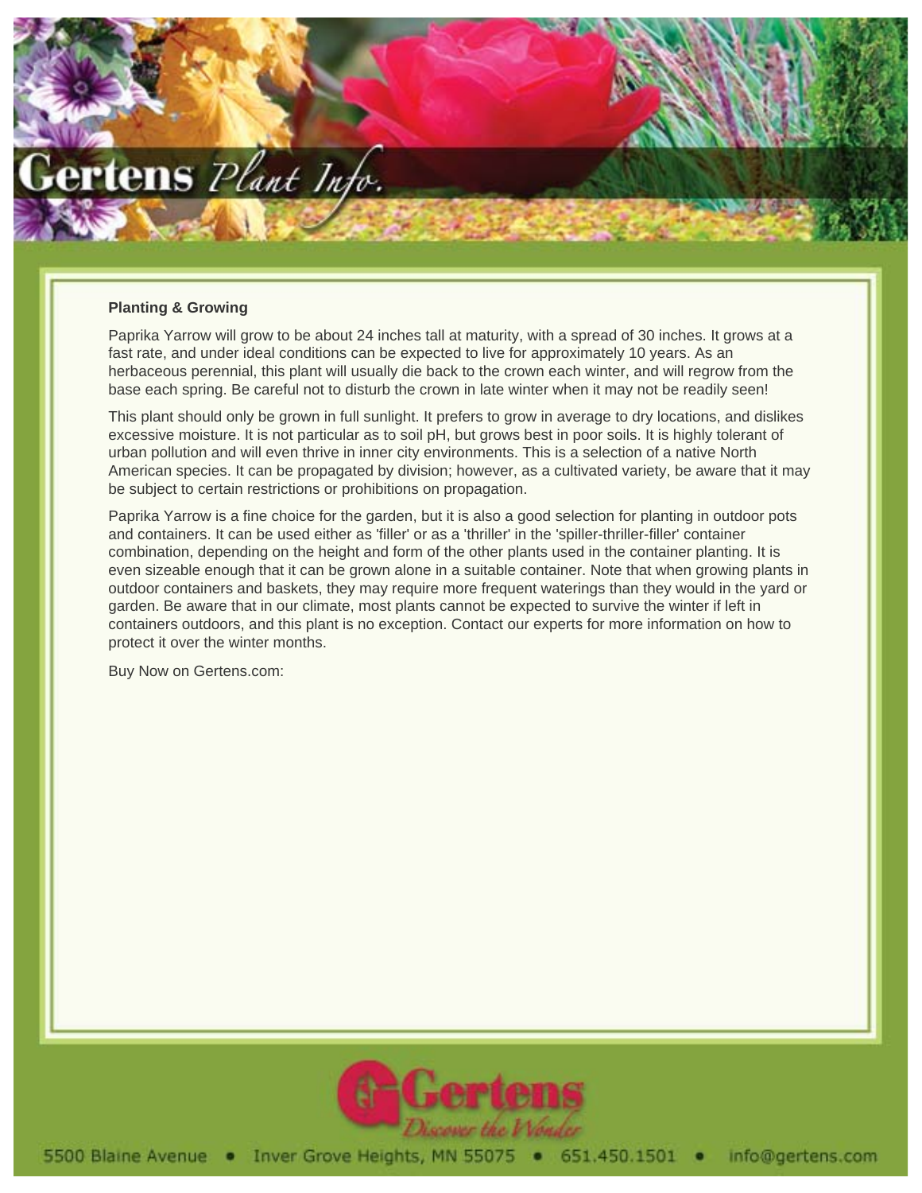## Planting & Growing

Paprika Yarrow will grow to be about 24 inches tall at maturity, with a spread of 30 inches. It grows at a fast rate, and under ideal conditions can be expected to live for approximately 10 years. As an herbaceous perennial, this plant will usually die back to the crown each winter, and will regrow from the base each spring. Be careful not to disturb the crown in late winter when it may not be readily seen!

This plant should only be grown in full sunlight. It prefers to grow in average to dry locations, and dislikes excessive moisture. It is not particular as to soil pH, but grows best in poor soils. It is highly tolerant of urban pollution and will even thrive in inner city environments. This is a selection of a native North American species. It can be propagated by division; however, as a cultivated variety, be aware that it may be subject to certain restrictions or prohibitions on propagation.

Paprika Yarrow is a fine choice for the garden, but it is also a good selection for planting in outdoor pots and containers. It can be used either as 'filler' or as a 'thriller' in the 'spiller-thriller-filler' container combination, depending on the height and form of the other plants used in the container planting. It is even sizeable enough that it can be grown alone in a suitable container. Note that when growing plants in outdoor containers and baskets, they may require more frequent waterings than they would in the yard or garden. Be aware that in our climate, most plants cannot be expected to survive the winter if left in containers outdoors, and this plant is no exception. Contact our experts for more information on how to protect it over the winter months.

Buy Now on Gertens.com: